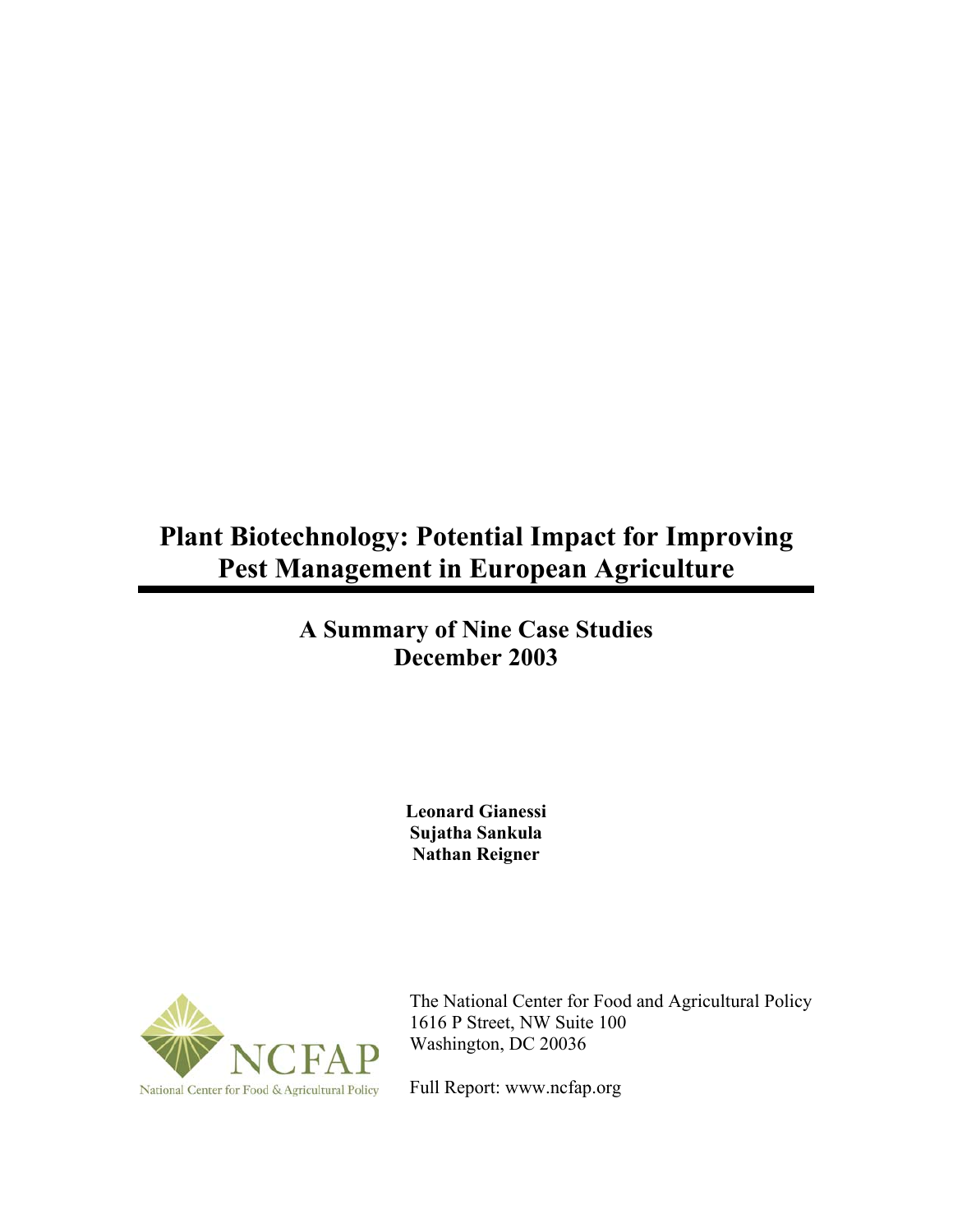# Plant Biotechnology: Potential Impact for Improving Pest Management in European Agriculture

## A Summary of Nine Case Studies
## December 2003

**Leonard Gianessi**
**Sujatha Sankula**
**Nathan Reigner**

NCFAP
National Center for Food & Agricultural Policy

The National Center for Food and Agricultural Policy
1616 P Street, NW Suite 100
Washington, DC 20036

Full Report: www.ncfap.org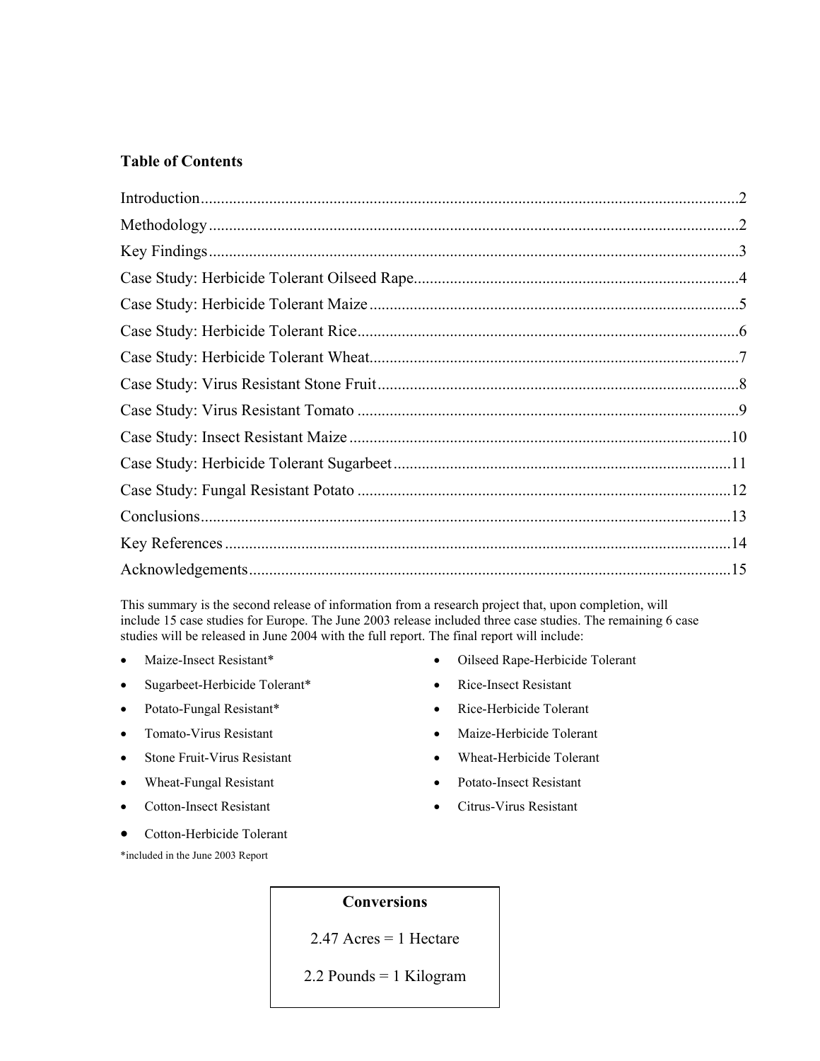## Table of Contents

Introduction....................................................................................................................................2

Methodology ..................................................................................................................................2

Key Findings..................................................................................................................................3

Case Study: Herbicide Tolerant Oilseed Rape................................................................................4

Case Study: Herbicide Tolerant Maize ...........................................................................................5

Case Study: Herbicide Tolerant Rice..............................................................................................6

Case Study: Herbicide Tolerant Wheat...........................................................................................7

Case Study: Virus Resistant Stone Fruit.........................................................................................8

Case Study: Virus Resistant Tomato ..............................................................................................9

Case Study: Insect Resistant Maize ..............................................................................................10

Case Study: Herbicide Tolerant Sugarbeet...................................................................................11

Case Study: Fungal Resistant Potato ............................................................................................12

Conclusions...................................................................................................................................13

Key References .............................................................................................................................14

Acknowledgements.......................................................................................................................15

This summary is the second release of information from a research project that, upon completion, will include 15 case studies for Europe. The June 2003 release included three case studies. The remaining 6 case studies will be released in June 2004 with the full report. The final report will include:

- Maize-Insect Resistant*
- Sugarbeet-Herbicide Tolerant*
- Potato-Fungal Resistant*
- Tomato-Virus Resistant
- Stone Fruit-Virus Resistant
- Wheat-Fungal Resistant
- Cotton-Insect Resistant
- Cotton-Herbicide Tolerant
- Oilseed Rape-Herbicide Tolerant
- Rice-Insect Resistant
- Rice-Herbicide Tolerant
- Maize-Herbicide Tolerant
- Wheat-Herbicide Tolerant
- Potato-Insect Resistant
- Citrus-Virus Resistant

*included in the June 2003 Report

**Conversions**

2.47 Acres = 1 Hectare

2.2 Pounds = 1 Kilogram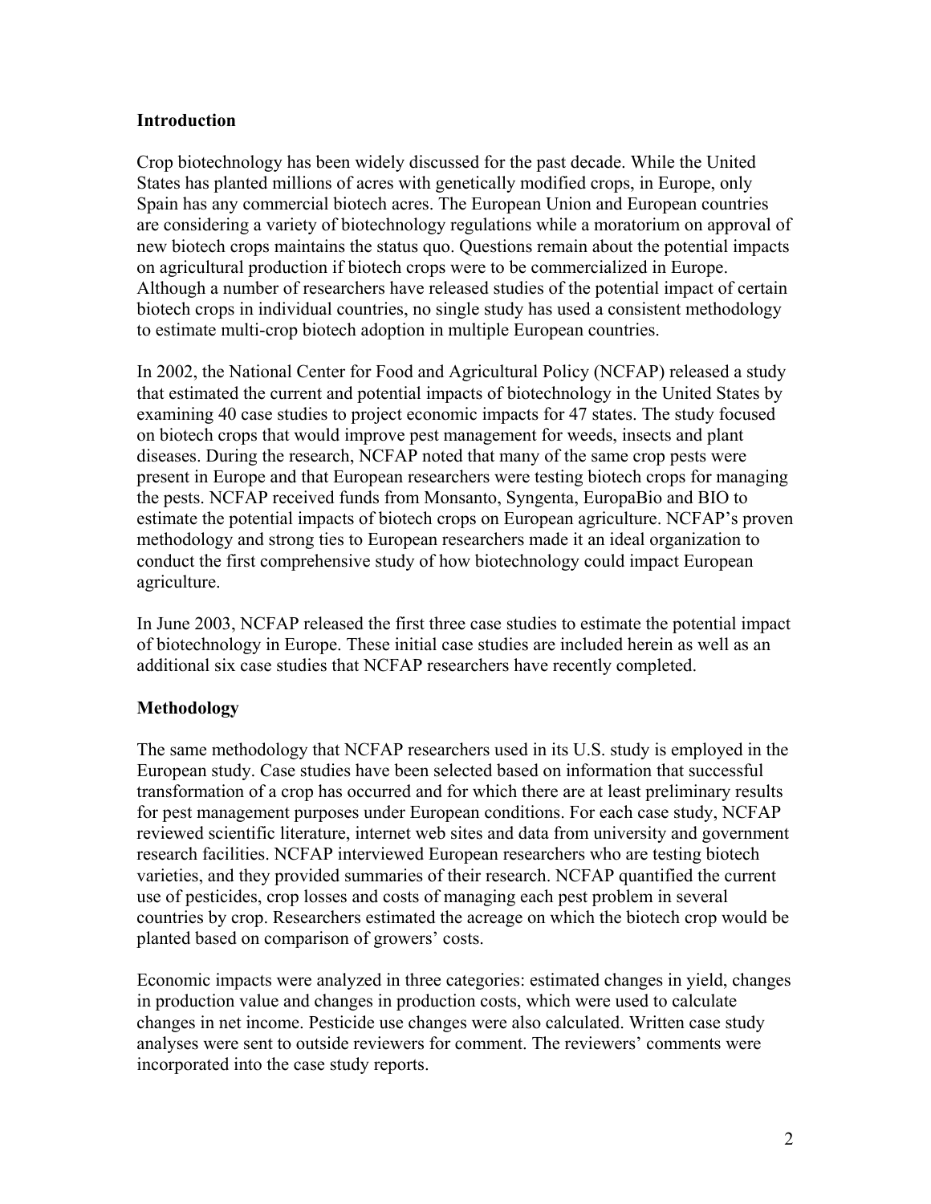## Introduction

Crop biotechnology has been widely discussed for the past decade. While the United States has planted millions of acres with genetically modified crops, in Europe, only Spain has any commercial biotech acres. The European Union and European countries are considering a variety of biotechnology regulations while a moratorium on approval of new biotech crops maintains the status quo. Questions remain about the potential impacts on agricultural production if biotech crops were to be commercialized in Europe. Although a number of researchers have released studies of the potential impact of certain biotech crops in individual countries, no single study has used a consistent methodology to estimate multi-crop biotech adoption in multiple European countries.

In 2002, the National Center for Food and Agricultural Policy (NCFAP) released a study that estimated the current and potential impacts of biotechnology in the United States by examining 40 case studies to project economic impacts for 47 states. The study focused on biotech crops that would improve pest management for weeds, insects and plant diseases. During the research, NCFAP noted that many of the same crop pests were present in Europe and that European researchers were testing biotech crops for managing the pests. NCFAP received funds from Monsanto, Syngenta, EuropaBio and BIO to estimate the potential impacts of biotech crops on European agriculture. NCFAP's proven methodology and strong ties to European researchers made it an ideal organization to conduct the first comprehensive study of how biotechnology could impact European agriculture.

In June 2003, NCFAP released the first three case studies to estimate the potential impact of biotechnology in Europe. These initial case studies are included herein as well as an additional six case studies that NCFAP researchers have recently completed.

## Methodology

The same methodology that NCFAP researchers used in its U.S. study is employed in the European study. Case studies have been selected based on information that successful transformation of a crop has occurred and for which there are at least preliminary results for pest management purposes under European conditions. For each case study, NCFAP reviewed scientific literature, internet web sites and data from university and government research facilities. NCFAP interviewed European researchers who are testing biotech varieties, and they provided summaries of their research. NCFAP quantified the current use of pesticides, crop losses and costs of managing each pest problem in several countries by crop. Researchers estimated the acreage on which the biotech crop would be planted based on comparison of growers' costs.

Economic impacts were analyzed in three categories: estimated changes in yield, changes in production value and changes in production costs, which were used to calculate changes in net income. Pesticide use changes were also calculated. Written case study analyses were sent to outside reviewers for comment. The reviewers' comments were incorporated into the case study reports.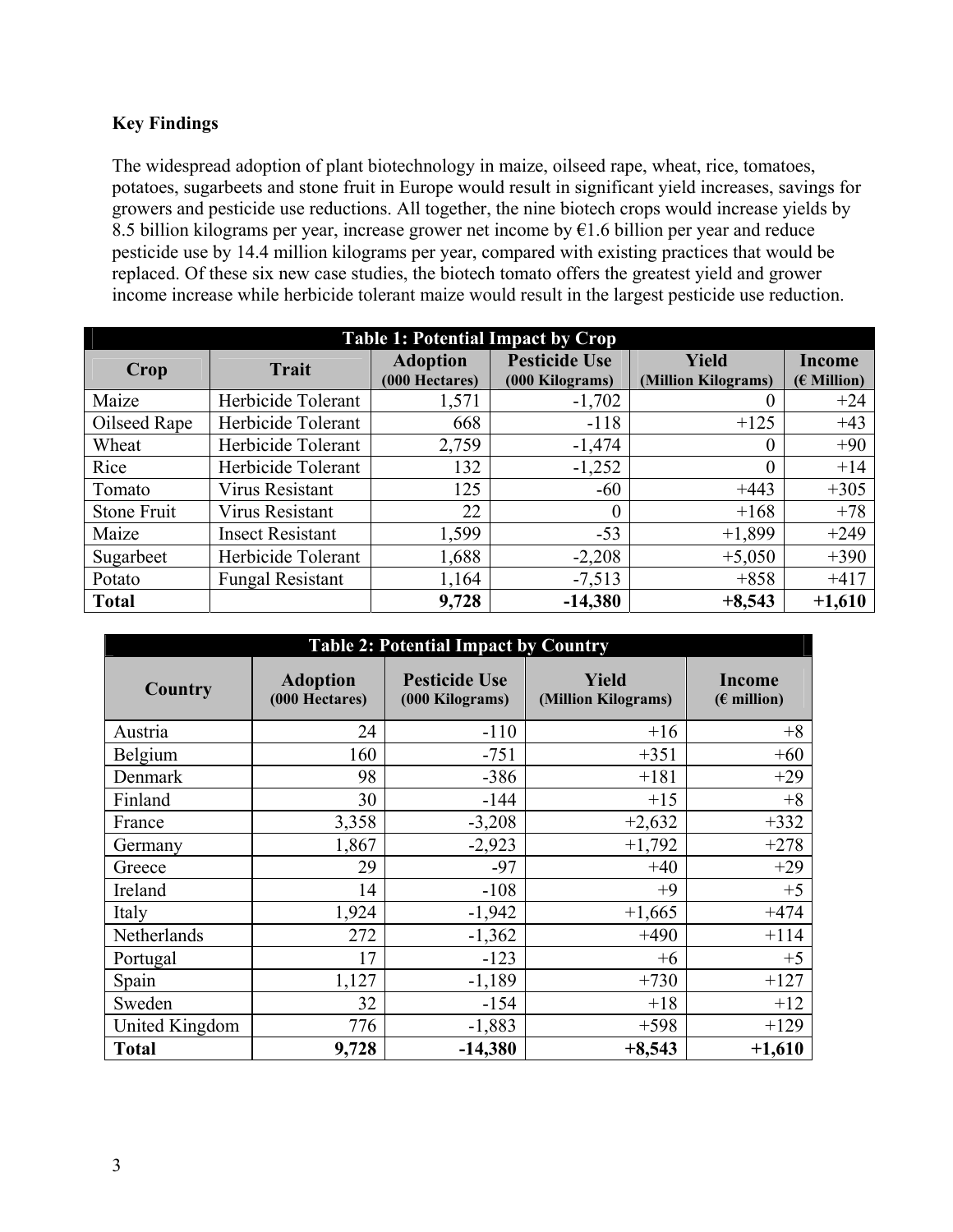**Key Findings**

The widespread adoption of plant biotechnology in maize, oilseed rape, wheat, rice, tomatoes, potatoes, sugarbeets and stone fruit in Europe would result in significant yield increases, savings for growers and pesticide use reductions. All together, the nine biotech crops would increase yields by 8.5 billion kilograms per year, increase grower net income by €1.6 billion per year and reduce pesticide use by 14.4 million kilograms per year, compared with existing practices that would be replaced. Of these six new case studies, the biotech tomato offers the greatest yield and grower income increase while herbicide tolerant maize would result in the largest pesticide use reduction.

**Table 1: Potential Impact by Crop**

| Crop | Trait | Adoption (000 Hectares) | Pesticide Use (000 Kilograms) | Yield (Million Kilograms) | Income (€ Million) |
|---|---|---|---|---|---|
| Maize | Herbicide Tolerant | 1,571 | -1,702 | 0 | +24 |
| Oilseed Rape | Herbicide Tolerant | 668 | -118 | +125 | +43 |
| Wheat | Herbicide Tolerant | 2,759 | -1,474 | 0 | +90 |
| Rice | Herbicide Tolerant | 132 | -1,252 | 0 | +14 |
| Tomato | Virus Resistant | 125 | -60 | +443 | +305 |
| Stone Fruit | Virus Resistant | 22 | 0 | +168 | +78 |
| Maize | Insect Resistant | 1,599 | -53 | +1,899 | +249 |
| Sugarbeet | Herbicide Tolerant | 1,688 | -2,208 | +5,050 | +390 |
| Potato | Fungal Resistant | 1,164 | -7,513 | +858 | +417 |
| **Total** | | **9,728** | **-14,380** | **+8,543** | **+1,610** |

**Table 2: Potential Impact by Country**

| Country | Adoption (000 Hectares) | Pesticide Use (000 Kilograms) | Yield (Million Kilograms) | Income (€ million) |
|---|---|---|---|---|
| Austria | 24 | -110 | +16 | +8 |
| Belgium | 160 | -751 | +351 | +60 |
| Denmark | 98 | -386 | +181 | +29 |
| Finland | 30 | -144 | +15 | +8 |
| France | 3,358 | -3,208 | +2,632 | +332 |
| Germany | 1,867 | -2,923 | +1,792 | +278 |
| Greece | 29 | -97 | +40 | +29 |
| Ireland | 14 | -108 | +9 | +5 |
| Italy | 1,924 | -1,942 | +1,665 | +474 |
| Netherlands | 272 | -1,362 | +490 | +114 |
| Portugal | 17 | -123 | +6 | +5 |
| Spain | 1,127 | -1,189 | +730 | +127 |
| Sweden | 32 | -154 | +18 | +12 |
| United Kingdom | 776 | -1,883 | +598 | +129 |
| **Total** | **9,728** | **-14,380** | **+8,543** | **+1,610** |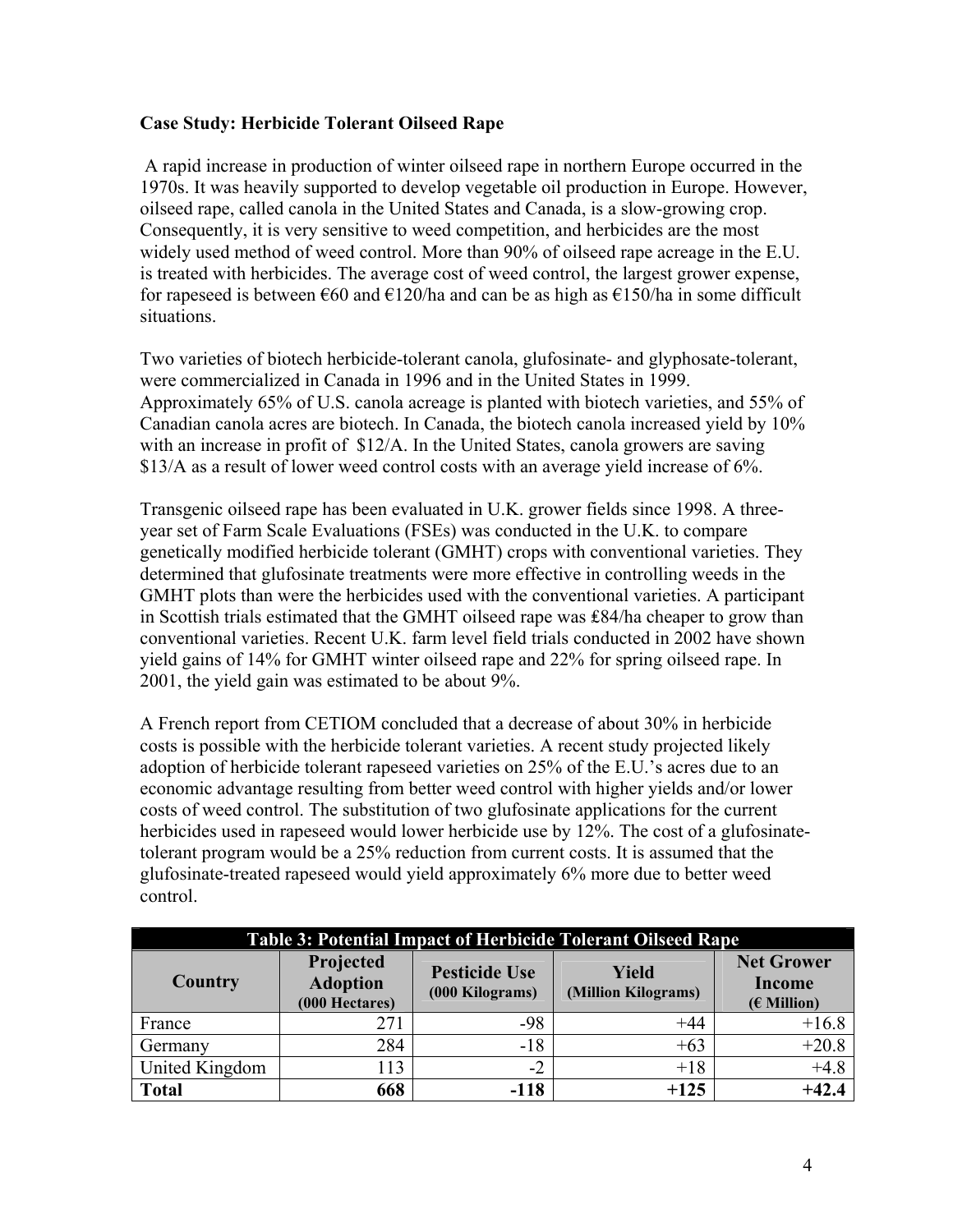**Case Study: Herbicide Tolerant Oilseed Rape**

A rapid increase in production of winter oilseed rape in northern Europe occurred in the 1970s. It was heavily supported to develop vegetable oil production in Europe. However, oilseed rape, called canola in the United States and Canada, is a slow-growing crop. Consequently, it is very sensitive to weed competition, and herbicides are the most widely used method of weed control. More than 90% of oilseed rape acreage in the E.U. is treated with herbicides. The average cost of weed control, the largest grower expense, for rapeseed is between €60 and €120/ha and can be as high as €150/ha in some difficult situations.

Two varieties of biotech herbicide-tolerant canola, glufosinate- and glyphosate-tolerant, were commercialized in Canada in 1996 and in the United States in 1999. Approximately 65% of U.S. canola acreage is planted with biotech varieties, and 55% of Canadian canola acres are biotech. In Canada, the biotech canola increased yield by 10% with an increase in profit of $12/A. In the United States, canola growers are saving $13/A as a result of lower weed control costs with an average yield increase of 6%.

Transgenic oilseed rape has been evaluated in U.K. grower fields since 1998. A three-year set of Farm Scale Evaluations (FSEs) was conducted in the U.K. to compare genetically modified herbicide tolerant (GMHT) crops with conventional varieties. They determined that glufosinate treatments were more effective in controlling weeds in the GMHT plots than were the herbicides used with the conventional varieties. A participant in Scottish trials estimated that the GMHT oilseed rape was ₤84/ha cheaper to grow than conventional varieties. Recent U.K. farm level field trials conducted in 2002 have shown yield gains of 14% for GMHT winter oilseed rape and 22% for spring oilseed rape. In 2001, the yield gain was estimated to be about 9%.

A French report from CETIOM concluded that a decrease of about 30% in herbicide costs is possible with the herbicide tolerant varieties. A recent study projected likely adoption of herbicide tolerant rapeseed varieties on 25% of the E.U.'s acres due to an economic advantage resulting from better weed control with higher yields and/or lower costs of weed control. The substitution of two glufosinate applications for the current herbicides used in rapeseed would lower herbicide use by 12%. The cost of a glufosinate-tolerant program would be a 25% reduction from current costs. It is assumed that the glufosinate-treated rapeseed would yield approximately 6% more due to better weed control.

**Table 3: Potential Impact of Herbicide Tolerant Oilseed Rape**

| Country | Projected Adoption (000 Hectares) | Pesticide Use (000 Kilograms) | Yield (Million Kilograms) | Net Grower Income (€ Million) |
|---|---|---|---|---|
| France | 271 | -98 | +44 | +16.8 |
| Germany | 284 | -18 | +63 | +20.8 |
| United Kingdom | 113 | -2 | +18 | +4.8 |
| **Total** | **668** | **-118** | **+125** | **+42.4** |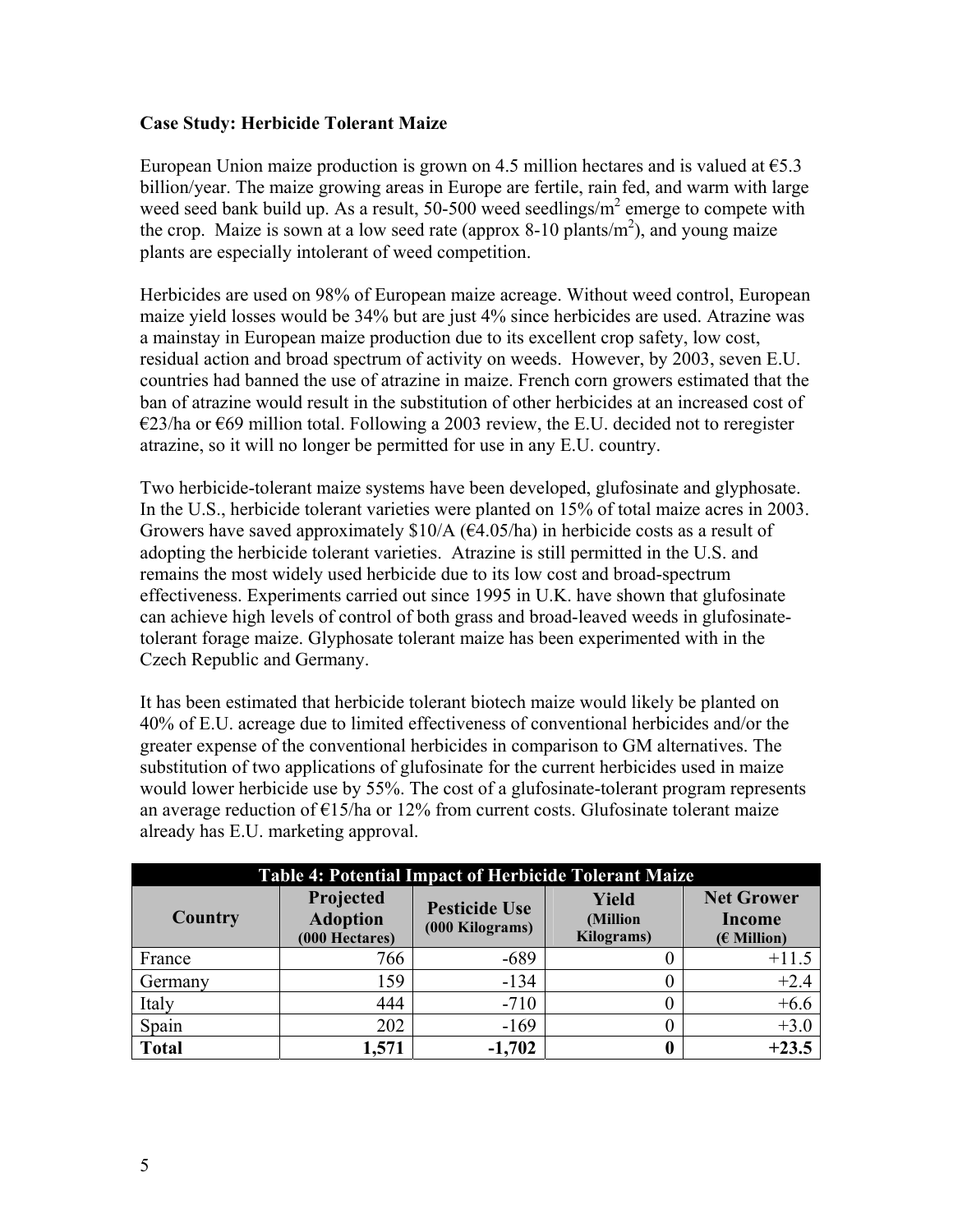**Case Study: Herbicide Tolerant Maize**

European Union maize production is grown on 4.5 million hectares and is valued at €5.3 billion/year. The maize growing areas in Europe are fertile, rain fed, and warm with large weed seed bank build up. As a result, 50-500 weed seedlings/$m^2$ emerge to compete with the crop. Maize is sown at a low seed rate (approx 8-10 plants/$m^2$), and young maize plants are especially intolerant of weed competition.

Herbicides are used on 98% of European maize acreage. Without weed control, European maize yield losses would be 34% but are just 4% since herbicides are used. Atrazine was a mainstay in European maize production due to its excellent crop safety, low cost, residual action and broad spectrum of activity on weeds. However, by 2003, seven E.U. countries had banned the use of atrazine in maize. French corn growers estimated that the ban of atrazine would result in the substitution of other herbicides at an increased cost of €23/ha or €69 million total. Following a 2003 review, the E.U. decided not to reregister atrazine, so it will no longer be permitted for use in any E.U. country.

Two herbicide-tolerant maize systems have been developed, glufosinate and glyphosate. In the U.S., herbicide tolerant varieties were planted on 15% of total maize acres in 2003. Growers have saved approximately $10/A (€4.05/ha) in herbicide costs as a result of adopting the herbicide tolerant varieties. Atrazine is still permitted in the U.S. and remains the most widely used herbicide due to its low cost and broad-spectrum effectiveness. Experiments carried out since 1995 in U.K. have shown that glufosinate can achieve high levels of control of both grass and broad-leaved weeds in glufosinate-tolerant forage maize. Glyphosate tolerant maize has been experimented with in the Czech Republic and Germany.

It has been estimated that herbicide tolerant biotech maize would likely be planted on 40% of E.U. acreage due to limited effectiveness of conventional herbicides and/or the greater expense of the conventional herbicides in comparison to GM alternatives. The substitution of two applications of glufosinate for the current herbicides used in maize would lower herbicide use by 55%. The cost of a glufosinate-tolerant program represents an average reduction of €15/ha or 12% from current costs. Glufosinate tolerant maize already has E.U. marketing approval.

**Table 4: Potential Impact of Herbicide Tolerant Maize**

| Country | Projected Adoption (000 Hectares) | Pesticide Use (000 Kilograms) | Yield (Million Kilograms) | Net Grower Income (€ Million) |
|---|---|---|---|---|
| France | 766 | -689 | 0 | +11.5 |
| Germany | 159 | -134 | 0 | +2.4 |
| Italy | 444 | -710 | 0 | +6.6 |
| Spain | 202 | -169 | 0 | +3.0 |
| **Total** | **1,571** | **-1,702** | **0** | **+23.5** |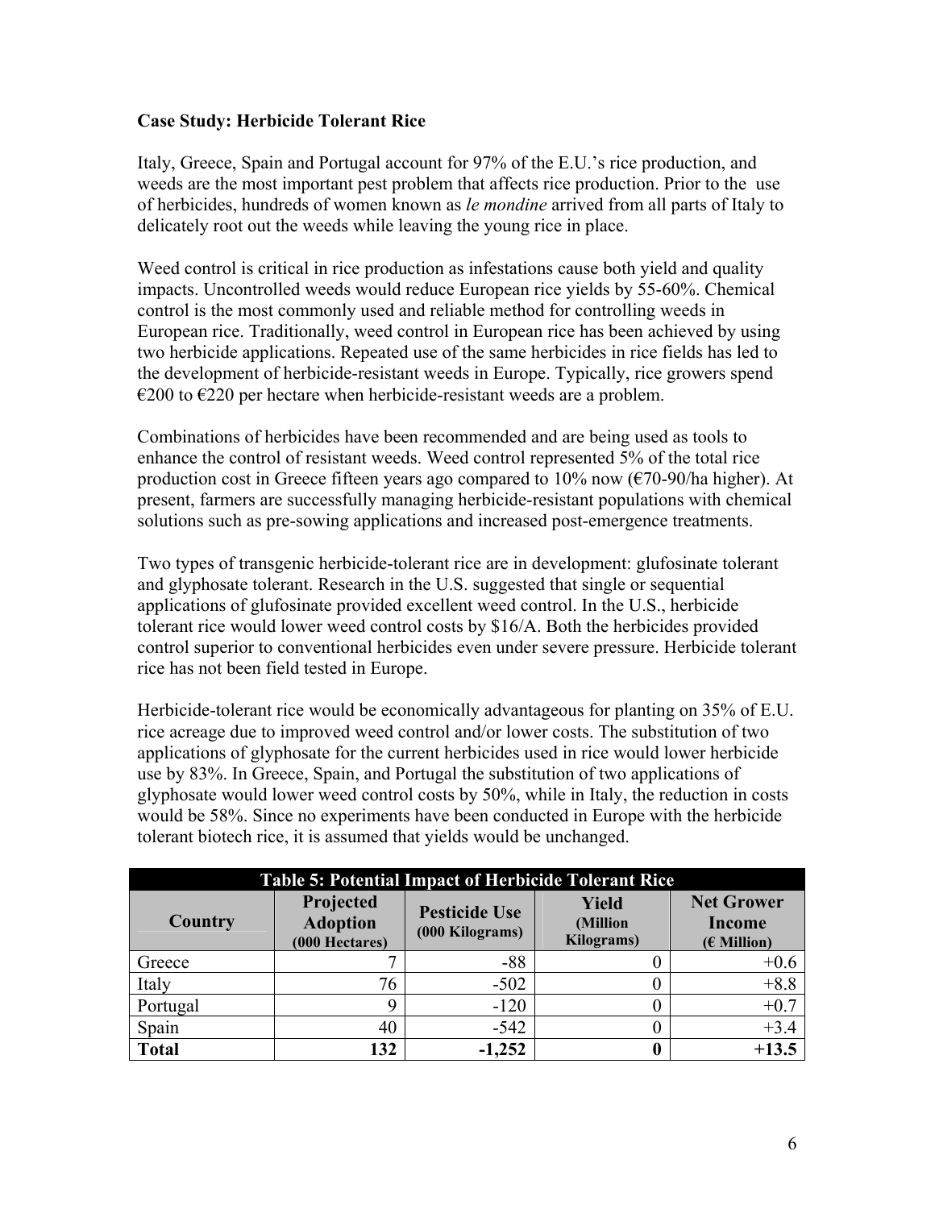**Case Study: Herbicide Tolerant Rice**

Italy, Greece, Spain and Portugal account for 97% of the E.U.'s rice production, and weeds are the most important pest problem that affects rice production. Prior to the use of herbicides, hundreds of women known as *le mondine* arrived from all parts of Italy to delicately root out the weeds while leaving the young rice in place.

Weed control is critical in rice production as infestations cause both yield and quality impacts. Uncontrolled weeds would reduce European rice yields by 55-60%. Chemical control is the most commonly used and reliable method for controlling weeds in European rice. Traditionally, weed control in European rice has been achieved by using two herbicide applications. Repeated use of the same herbicides in rice fields has led to the development of herbicide-resistant weeds in Europe. Typically, rice growers spend €200 to €220 per hectare when herbicide-resistant weeds are a problem.

Combinations of herbicides have been recommended and are being used as tools to enhance the control of resistant weeds. Weed control represented 5% of the total rice production cost in Greece fifteen years ago compared to 10% now (€70-90/ha higher). At present, farmers are successfully managing herbicide-resistant populations with chemical solutions such as pre-sowing applications and increased post-emergence treatments.

Two types of transgenic herbicide-tolerant rice are in development: glufosinate tolerant and glyphosate tolerant. Research in the U.S. suggested that single or sequential applications of glufosinate provided excellent weed control. In the U.S., herbicide tolerant rice would lower weed control costs by $16/A. Both the herbicides provided control superior to conventional herbicides even under severe pressure. Herbicide tolerant rice has not been field tested in Europe.

Herbicide-tolerant rice would be economically advantageous for planting on 35% of E.U. rice acreage due to improved weed control and/or lower costs. The substitution of two applications of glyphosate for the current herbicides used in rice would lower herbicide use by 83%. In Greece, Spain, and Portugal the substitution of two applications of glyphosate would lower weed control costs by 50%, while in Italy, the reduction in costs would be 58%. Since no experiments have been conducted in Europe with the herbicide tolerant biotech rice, it is assumed that yields would be unchanged.

**Table 5: Potential Impact of Herbicide Tolerant Rice**

| Country | Projected Adoption (000 Hectares) | Pesticide Use (000 Kilograms) | Yield (Million Kilograms) | Net Grower Income (€ Million) |
|---|---|---|---|---|
| Greece | 7 | -88 | 0 | +0.6 |
| Italy | 76 | -502 | 0 | +8.8 |
| Portugal | 9 | -120 | 0 | +0.7 |
| Spain | 40 | -542 | 0 | +3.4 |
| **Total** | **132** | **-1,252** | **0** | **+13.5** |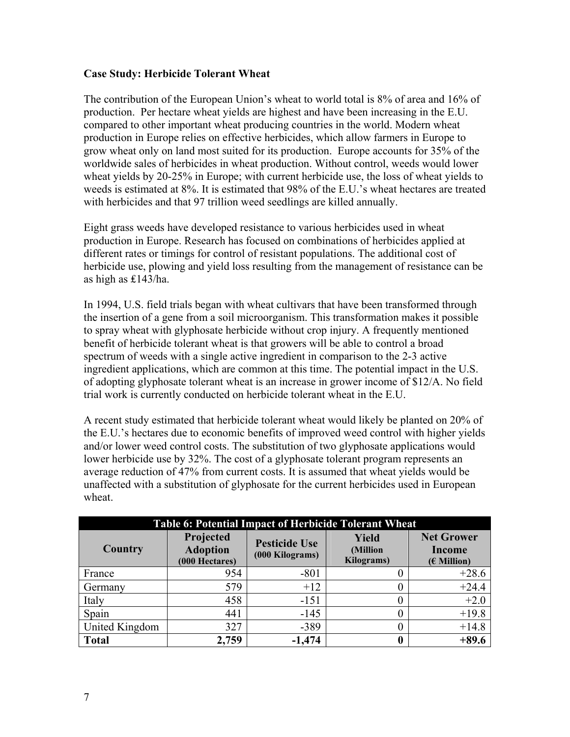**Case Study: Herbicide Tolerant Wheat**

The contribution of the European Union's wheat to world total is 8% of area and 16% of production. Per hectare wheat yields are highest and have been increasing in the E.U. compared to other important wheat producing countries in the world. Modern wheat production in Europe relies on effective herbicides, which allow farmers in Europe to grow wheat only on land most suited for its production. Europe accounts for 35% of the worldwide sales of herbicides in wheat production. Without control, weeds would lower wheat yields by 20-25% in Europe; with current herbicide use, the loss of wheat yields to weeds is estimated at 8%. It is estimated that 98% of the E.U.'s wheat hectares are treated with herbicides and that 97 trillion weed seedlings are killed annually.

Eight grass weeds have developed resistance to various herbicides used in wheat production in Europe. Research has focused on combinations of herbicides applied at different rates or timings for control of resistant populations. The additional cost of herbicide use, plowing and yield loss resulting from the management of resistance can be as high as ₤143/ha.

In 1994, U.S. field trials began with wheat cultivars that have been transformed through the insertion of a gene from a soil microorganism. This transformation makes it possible to spray wheat with glyphosate herbicide without crop injury. A frequently mentioned benefit of herbicide tolerant wheat is that growers will be able to control a broad spectrum of weeds with a single active ingredient in comparison to the 2-3 active ingredient applications, which are common at this time. The potential impact in the U.S. of adopting glyphosate tolerant wheat is an increase in grower income of $12/A. No field trial work is currently conducted on herbicide tolerant wheat in the E.U.

A recent study estimated that herbicide tolerant wheat would likely be planted on 20% of the E.U.'s hectares due to economic benefits of improved weed control with higher yields and/or lower weed control costs. The substitution of two glyphosate applications would lower herbicide use by 32%. The cost of a glyphosate tolerant program represents an average reduction of 47% from current costs. It is assumed that wheat yields would be unaffected with a substitution of glyphosate for the current herbicides used in European wheat.

| Table 6: Potential Impact of Herbicide Tolerant Wheat | | | | |
|---|---|---|---|---|
| **Country** | **Projected Adoption (000 Hectares)** | **Pesticide Use (000 Kilograms)** | **Yield (Million Kilograms)** | **Net Grower Income (€ Million)** |
| France | 954 | -801 | 0 | +28.6 |
| Germany | 579 | +12 | 0 | +24.4 |
| Italy | 458 | -151 | 0 | +2.0 |
| Spain | 441 | -145 | 0 | +19.8 |
| United Kingdom | 327 | -389 | 0 | +14.8 |
| **Total** | **2,759** | **-1,474** | **0** | **+89.6** |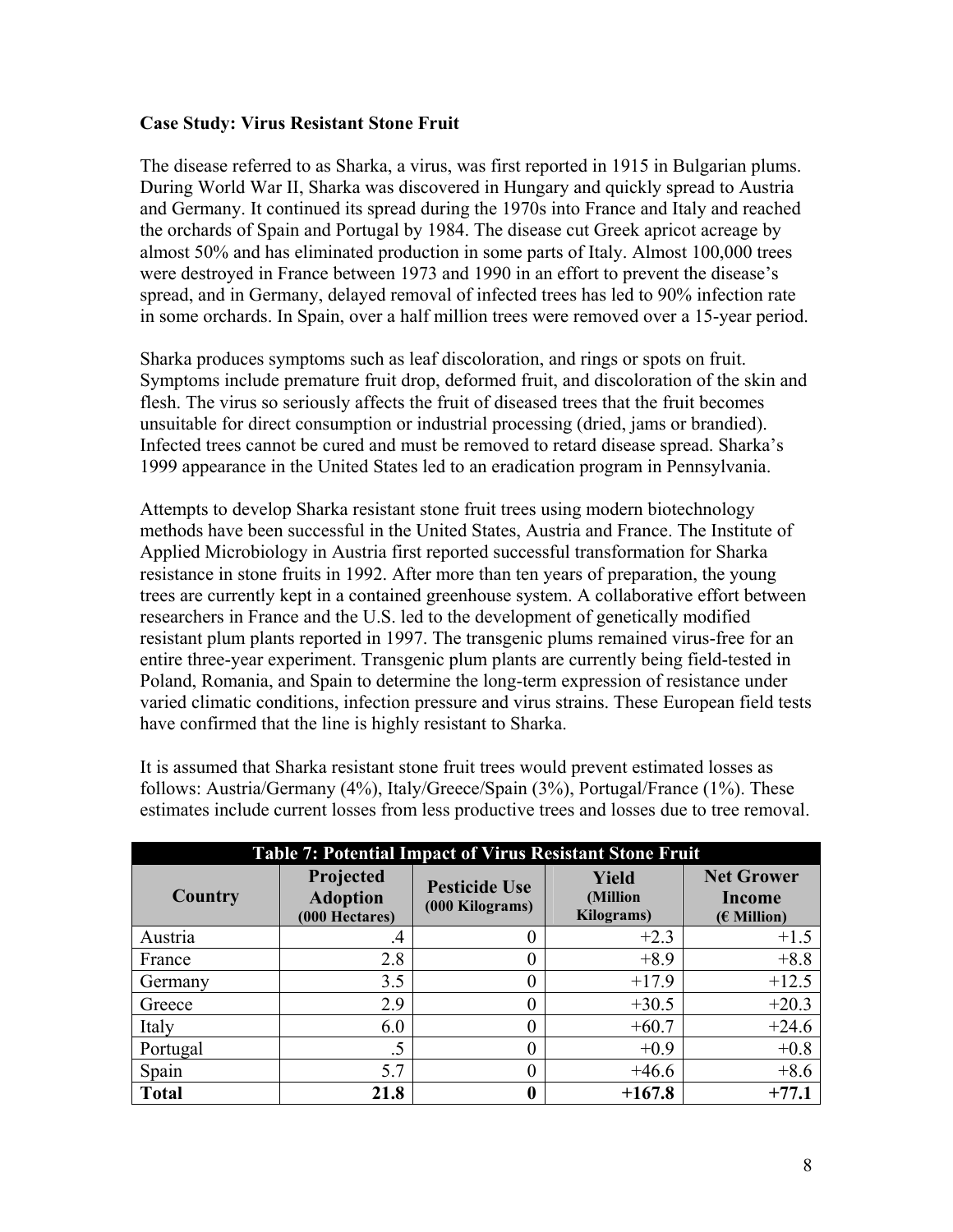**Case Study: Virus Resistant Stone Fruit**

The disease referred to as Sharka, a virus, was first reported in 1915 in Bulgarian plums. During World War II, Sharka was discovered in Hungary and quickly spread to Austria and Germany. It continued its spread during the 1970s into France and Italy and reached the orchards of Spain and Portugal by 1984. The disease cut Greek apricot acreage by almost 50% and has eliminated production in some parts of Italy. Almost 100,000 trees were destroyed in France between 1973 and 1990 in an effort to prevent the disease's spread, and in Germany, delayed removal of infected trees has led to 90% infection rate in some orchards. In Spain, over a half million trees were removed over a 15-year period.

Sharka produces symptoms such as leaf discoloration, and rings or spots on fruit. Symptoms include premature fruit drop, deformed fruit, and discoloration of the skin and flesh. The virus so seriously affects the fruit of diseased trees that the fruit becomes unsuitable for direct consumption or industrial processing (dried, jams or brandied). Infected trees cannot be cured and must be removed to retard disease spread. Sharka's 1999 appearance in the United States led to an eradication program in Pennsylvania.

Attempts to develop Sharka resistant stone fruit trees using modern biotechnology methods have been successful in the United States, Austria and France. The Institute of Applied Microbiology in Austria first reported successful transformation for Sharka resistance in stone fruits in 1992. After more than ten years of preparation, the young trees are currently kept in a contained greenhouse system. A collaborative effort between researchers in France and the U.S. led to the development of genetically modified resistant plum plants reported in 1997. The transgenic plums remained virus-free for an entire three-year experiment. Transgenic plum plants are currently being field-tested in Poland, Romania, and Spain to determine the long-term expression of resistance under varied climatic conditions, infection pressure and virus strains. These European field tests have confirmed that the line is highly resistant to Sharka.

It is assumed that Sharka resistant stone fruit trees would prevent estimated losses as follows: Austria/Germany (4%), Italy/Greece/Spain (3%), Portugal/France (1%). These estimates include current losses from less productive trees and losses due to tree removal.

**Table 7: Potential Impact of Virus Resistant Stone Fruit**

| Country | Projected Adoption (000 Hectares) | Pesticide Use (000 Kilograms) | Yield (Million Kilograms) | Net Grower Income (€ Million) |
|---|---|---|---|---|
| Austria | .4 | 0 | +2.3 | +1.5 |
| France | 2.8 | 0 | +8.9 | +8.8 |
| Germany | 3.5 | 0 | +17.9 | +12.5 |
| Greece | 2.9 | 0 | +30.5 | +20.3 |
| Italy | 6.0 | 0 | +60.7 | +24.6 |
| Portugal | .5 | 0 | +0.9 | +0.8 |
| Spain | 5.7 | 0 | +46.6 | +8.6 |
| **Total** | **21.8** | **0** | **+167.8** | **+77.1** |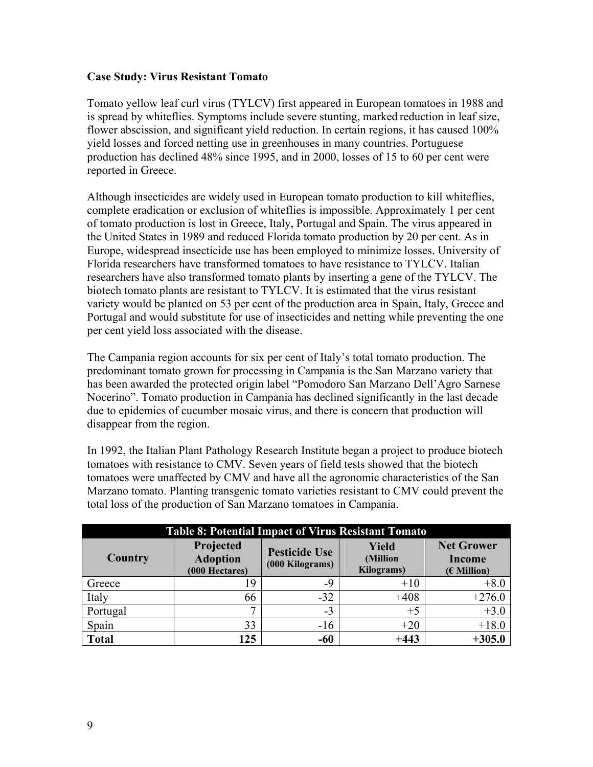**Case Study: Virus Resistant Tomato**

Tomato yellow leaf curl virus (TYLCV) first appeared in European tomatoes in 1988 and is spread by whiteflies. Symptoms include severe stunting, marked reduction in leaf size, flower abscission, and significant yield reduction. In certain regions, it has caused 100% yield losses and forced netting use in greenhouses in many countries. Portuguese production has declined 48% since 1995, and in 2000, losses of 15 to 60 per cent were reported in Greece.

Although insecticides are widely used in European tomato production to kill whiteflies, complete eradication or exclusion of whiteflies is impossible. Approximately 1 per cent of tomato production is lost in Greece, Italy, Portugal and Spain. The virus appeared in the United States in 1989 and reduced Florida tomato production by 20 per cent. As in Europe, widespread insecticide use has been employed to minimize losses. University of Florida researchers have transformed tomatoes to have resistance to TYLCV. Italian researchers have also transformed tomato plants by inserting a gene of the TYLCV. The biotech tomato plants are resistant to TYLCV. It is estimated that the virus resistant variety would be planted on 53 per cent of the production area in Spain, Italy, Greece and Portugal and would substitute for use of insecticides and netting while preventing the one per cent yield loss associated with the disease.

The Campania region accounts for six per cent of Italy's total tomato production. The predominant tomato grown for processing in Campania is the San Marzano variety that has been awarded the protected origin label "Pomodoro San Marzano Dell'Agro Sarnese Nocerino". Tomato production in Campania has declined significantly in the last decade due to epidemics of cucumber mosaic virus, and there is concern that production will disappear from the region.

In 1992, the Italian Plant Pathology Research Institute began a project to produce biotech tomatoes with resistance to CMV. Seven years of field tests showed that the biotech tomatoes were unaffected by CMV and have all the agronomic characteristics of the San Marzano tomato. Planting transgenic tomato varieties resistant to CMV could prevent the total loss of the production of San Marzano tomatoes in Campania.

**Table 8: Potential Impact of Virus Resistant Tomato**

| Country | Projected Adoption (000 Hectares) | Pesticide Use (000 Kilograms) | Yield (Million Kilograms) | Net Grower Income (€ Million) |
|---|---:|---:|---:|---:|
| Greece | 19 | -9 | +10 | +8.0 |
| Italy | 66 | -32 | +408 | +276.0 |
| Portugal | 7 | -3 | +5 | +3.0 |
| Spain | 33 | -16 | +20 | +18.0 |
| **Total** | **125** | **-60** | **+443** | **+305.0** |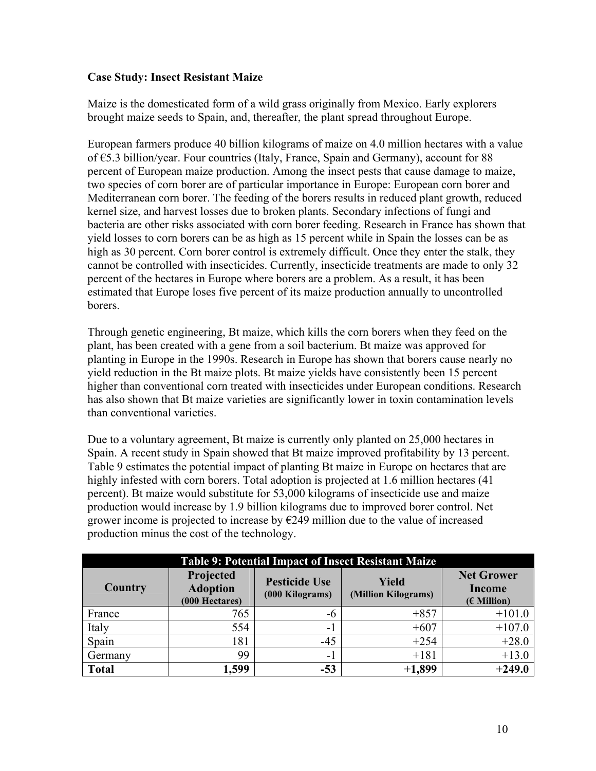**Case Study: Insect Resistant Maize**

Maize is the domesticated form of a wild grass originally from Mexico. Early explorers brought maize seeds to Spain, and, thereafter, the plant spread throughout Europe.

European farmers produce 40 billion kilograms of maize on 4.0 million hectares with a value of €5.3 billion/year. Four countries (Italy, France, Spain and Germany), account for 88 percent of European maize production. Among the insect pests that cause damage to maize, two species of corn borer are of particular importance in Europe: European corn borer and Mediterranean corn borer. The feeding of the borers results in reduced plant growth, reduced kernel size, and harvest losses due to broken plants. Secondary infections of fungi and bacteria are other risks associated with corn borer feeding. Research in France has shown that yield losses to corn borers can be as high as 15 percent while in Spain the losses can be as high as 30 percent. Corn borer control is extremely difficult. Once they enter the stalk, they cannot be controlled with insecticides. Currently, insecticide treatments are made to only 32 percent of the hectares in Europe where borers are a problem. As a result, it has been estimated that Europe loses five percent of its maize production annually to uncontrolled borers.

Through genetic engineering, Bt maize, which kills the corn borers when they feed on the plant, has been created with a gene from a soil bacterium. Bt maize was approved for planting in Europe in the 1990s. Research in Europe has shown that borers cause nearly no yield reduction in the Bt maize plots. Bt maize yields have consistently been 15 percent higher than conventional corn treated with insecticides under European conditions. Research has also shown that Bt maize varieties are significantly lower in toxin contamination levels than conventional varieties.

Due to a voluntary agreement, Bt maize is currently only planted on 25,000 hectares in Spain. A recent study in Spain showed that Bt maize improved profitability by 13 percent. Table 9 estimates the potential impact of planting Bt maize in Europe on hectares that are highly infested with corn borers. Total adoption is projected at 1.6 million hectares (41 percent). Bt maize would substitute for 53,000 kilograms of insecticide use and maize production would increase by 1.9 billion kilograms due to improved borer control. Net grower income is projected to increase by €249 million due to the value of increased production minus the cost of the technology.

**Table 9: Potential Impact of Insect Resistant Maize**

| Country | Projected Adoption (000 Hectares) | Pesticide Use (000 Kilograms) | Yield (Million Kilograms) | Net Grower Income (€ Million) |
|---|---:|---:|---:|---:|
| France | 765 | -6 | +857 | +101.0 |
| Italy | 554 | -1 | +607 | +107.0 |
| Spain | 181 | -45 | +254 | +28.0 |
| Germany | 99 | -1 | +181 | +13.0 |
| **Total** | **1,599** | **-53** | **+1,899** | **+249.0** |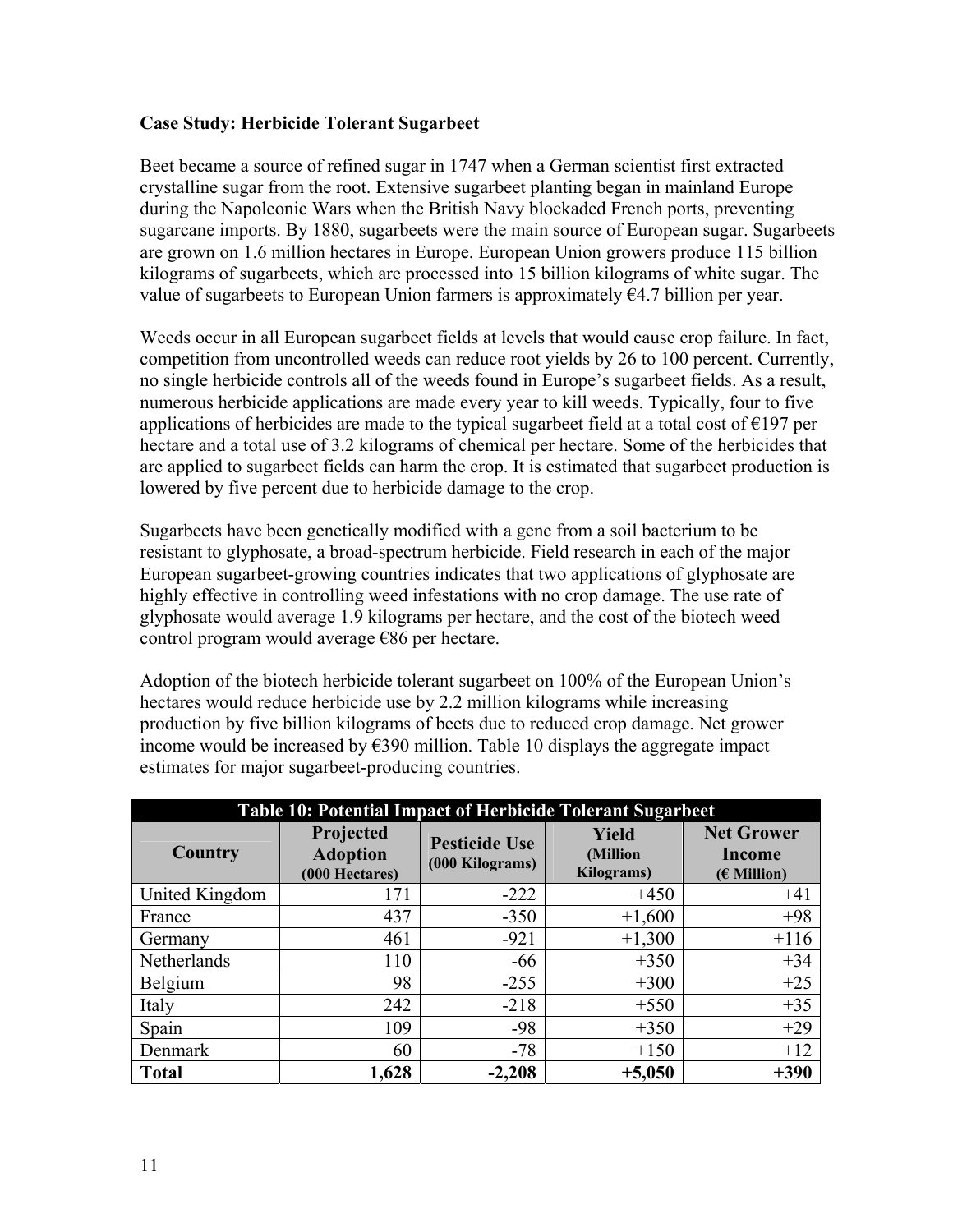**Case Study: Herbicide Tolerant Sugarbeet**

Beet became a source of refined sugar in 1747 when a German scientist first extracted crystalline sugar from the root. Extensive sugarbeet planting began in mainland Europe during the Napoleonic Wars when the British Navy blockaded French ports, preventing sugarcane imports. By 1880, sugarbeets were the main source of European sugar. Sugarbeets are grown on 1.6 million hectares in Europe. European Union growers produce 115 billion kilograms of sugarbeets, which are processed into 15 billion kilograms of white sugar. The value of sugarbeets to European Union farmers is approximately €4.7 billion per year.

Weeds occur in all European sugarbeet fields at levels that would cause crop failure. In fact, competition from uncontrolled weeds can reduce root yields by 26 to 100 percent. Currently, no single herbicide controls all of the weeds found in Europe's sugarbeet fields. As a result, numerous herbicide applications are made every year to kill weeds. Typically, four to five applications of herbicides are made to the typical sugarbeet field at a total cost of €197 per hectare and a total use of 3.2 kilograms of chemical per hectare. Some of the herbicides that are applied to sugarbeet fields can harm the crop. It is estimated that sugarbeet production is lowered by five percent due to herbicide damage to the crop.

Sugarbeets have been genetically modified with a gene from a soil bacterium to be resistant to glyphosate, a broad-spectrum herbicide. Field research in each of the major European sugarbeet-growing countries indicates that two applications of glyphosate are highly effective in controlling weed infestations with no crop damage. The use rate of glyphosate would average 1.9 kilograms per hectare, and the cost of the biotech weed control program would average €86 per hectare.

Adoption of the biotech herbicide tolerant sugarbeet on 100% of the European Union's hectares would reduce herbicide use by 2.2 million kilograms while increasing production by five billion kilograms of beets due to reduced crop damage. Net grower income would be increased by €390 million. Table 10 displays the aggregate impact estimates for major sugarbeet-producing countries.

**Table 10: Potential Impact of Herbicide Tolerant Sugarbeet**

| Country | Projected Adoption (000 Hectares) | Pesticide Use (000 Kilograms) | Yield (Million Kilograms) | Net Grower Income (€ Million) |
|---|---|---|---|---|
| United Kingdom | 171 | -222 | +450 | +41 |
| France | 437 | -350 | +1,600 | +98 |
| Germany | 461 | -921 | +1,300 | +116 |
| Netherlands | 110 | -66 | +350 | +34 |
| Belgium | 98 | -255 | +300 | +25 |
| Italy | 242 | -218 | +550 | +35 |
| Spain | 109 | -98 | +350 | +29 |
| Denmark | 60 | -78 | +150 | +12 |
| **Total** | **1,628** | **-2,208** | **+5,050** | **+390** |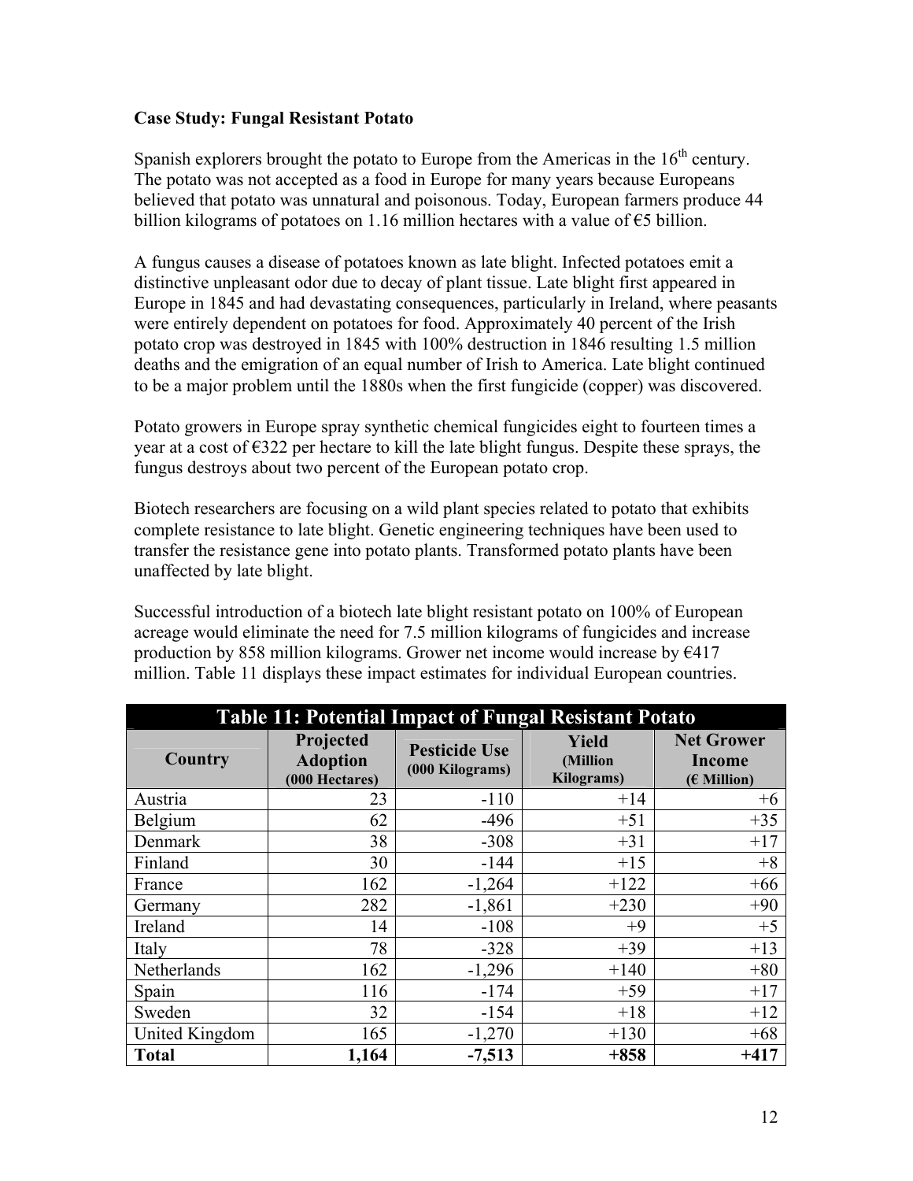**Case Study: Fungal Resistant Potato**

Spanish explorers brought the potato to Europe from the Americas in the 16th century. The potato was not accepted as a food in Europe for many years because Europeans believed that potato was unnatural and poisonous. Today, European farmers produce 44 billion kilograms of potatoes on 1.16 million hectares with a value of €5 billion.

A fungus causes a disease of potatoes known as late blight. Infected potatoes emit a distinctive unpleasant odor due to decay of plant tissue. Late blight first appeared in Europe in 1845 and had devastating consequences, particularly in Ireland, where peasants were entirely dependent on potatoes for food. Approximately 40 percent of the Irish potato crop was destroyed in 1845 with 100% destruction in 1846 resulting 1.5 million deaths and the emigration of an equal number of Irish to America. Late blight continued to be a major problem until the 1880s when the first fungicide (copper) was discovered.

Potato growers in Europe spray synthetic chemical fungicides eight to fourteen times a year at a cost of €322 per hectare to kill the late blight fungus. Despite these sprays, the fungus destroys about two percent of the European potato crop.

Biotech researchers are focusing on a wild plant species related to potato that exhibits complete resistance to late blight. Genetic engineering techniques have been used to transfer the resistance gene into potato plants. Transformed potato plants have been unaffected by late blight.

Successful introduction of a biotech late blight resistant potato on 100% of European acreage would eliminate the need for 7.5 million kilograms of fungicides and increase production by 858 million kilograms. Grower net income would increase by €417 million. Table 11 displays these impact estimates for individual European countries.

**Table 11: Potential Impact of Fungal Resistant Potato**

| Country | Projected Adoption (000 Hectares) | Pesticide Use (000 Kilograms) | Yield (Million Kilograms) | Net Grower Income (€ Million) |
|---|---|---|---|---|
| Austria | 23 | -110 | +14 | +6 |
| Belgium | 62 | -496 | +51 | +35 |
| Denmark | 38 | -308 | +31 | +17 |
| Finland | 30 | -144 | +15 | +8 |
| France | 162 | -1,264 | +122 | +66 |
| Germany | 282 | -1,861 | +230 | +90 |
| Ireland | 14 | -108 | +9 | +5 |
| Italy | 78 | -328 | +39 | +13 |
| Netherlands | 162 | -1,296 | +140 | +80 |
| Spain | 116 | -174 | +59 | +17 |
| Sweden | 32 | -154 | +18 | +12 |
| United Kingdom | 165 | -1,270 | +130 | +68 |
| **Total** | **1,164** | **-7,513** | **+858** | **+417** |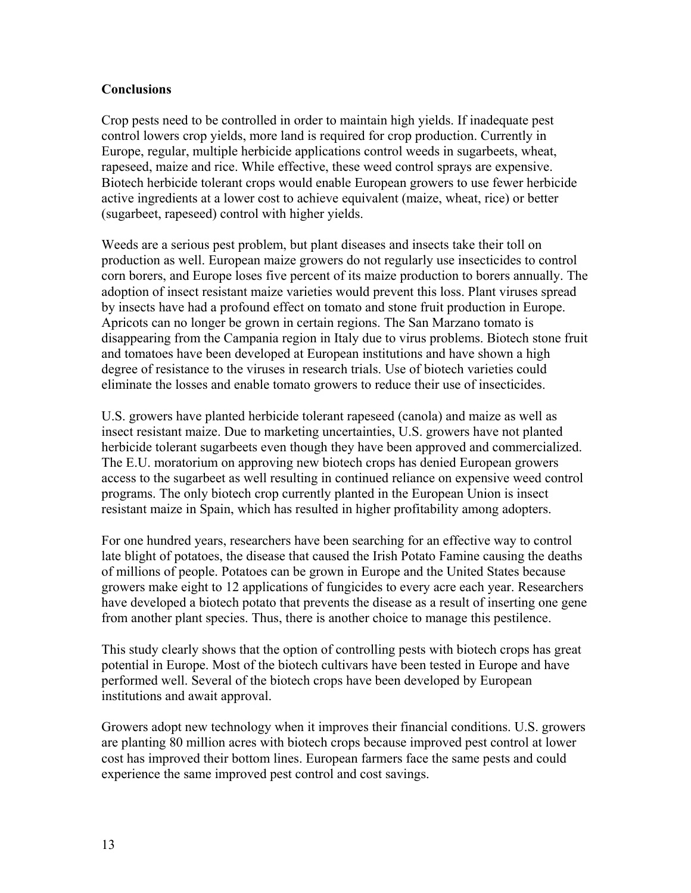**Conclusions**

Crop pests need to be controlled in order to maintain high yields. If inadequate pest control lowers crop yields, more land is required for crop production. Currently in Europe, regular, multiple herbicide applications control weeds in sugarbeets, wheat, rapeseed, maize and rice. While effective, these weed control sprays are expensive. Biotech herbicide tolerant crops would enable European growers to use fewer herbicide active ingredients at a lower cost to achieve equivalent (maize, wheat, rice) or better (sugarbeet, rapeseed) control with higher yields.

Weeds are a serious pest problem, but plant diseases and insects take their toll on production as well. European maize growers do not regularly use insecticides to control corn borers, and Europe loses five percent of its maize production to borers annually. The adoption of insect resistant maize varieties would prevent this loss. Plant viruses spread by insects have had a profound effect on tomato and stone fruit production in Europe. Apricots can no longer be grown in certain regions. The San Marzano tomato is disappearing from the Campania region in Italy due to virus problems. Biotech stone fruit and tomatoes have been developed at European institutions and have shown a high degree of resistance to the viruses in research trials. Use of biotech varieties could eliminate the losses and enable tomato growers to reduce their use of insecticides.

U.S. growers have planted herbicide tolerant rapeseed (canola) and maize as well as insect resistant maize. Due to marketing uncertainties, U.S. growers have not planted herbicide tolerant sugarbeets even though they have been approved and commercialized. The E.U. moratorium on approving new biotech crops has denied European growers access to the sugarbeet as well resulting in continued reliance on expensive weed control programs. The only biotech crop currently planted in the European Union is insect resistant maize in Spain, which has resulted in higher profitability among adopters.

For one hundred years, researchers have been searching for an effective way to control late blight of potatoes, the disease that caused the Irish Potato Famine causing the deaths of millions of people. Potatoes can be grown in Europe and the United States because growers make eight to 12 applications of fungicides to every acre each year. Researchers have developed a biotech potato that prevents the disease as a result of inserting one gene from another plant species. Thus, there is another choice to manage this pestilence.

This study clearly shows that the option of controlling pests with biotech crops has great potential in Europe. Most of the biotech cultivars have been tested in Europe and have performed well. Several of the biotech crops have been developed by European institutions and await approval.

Growers adopt new technology when it improves their financial conditions. U.S. growers are planting 80 million acres with biotech crops because improved pest control at lower cost has improved their bottom lines. European farmers face the same pests and could experience the same improved pest control and cost savings.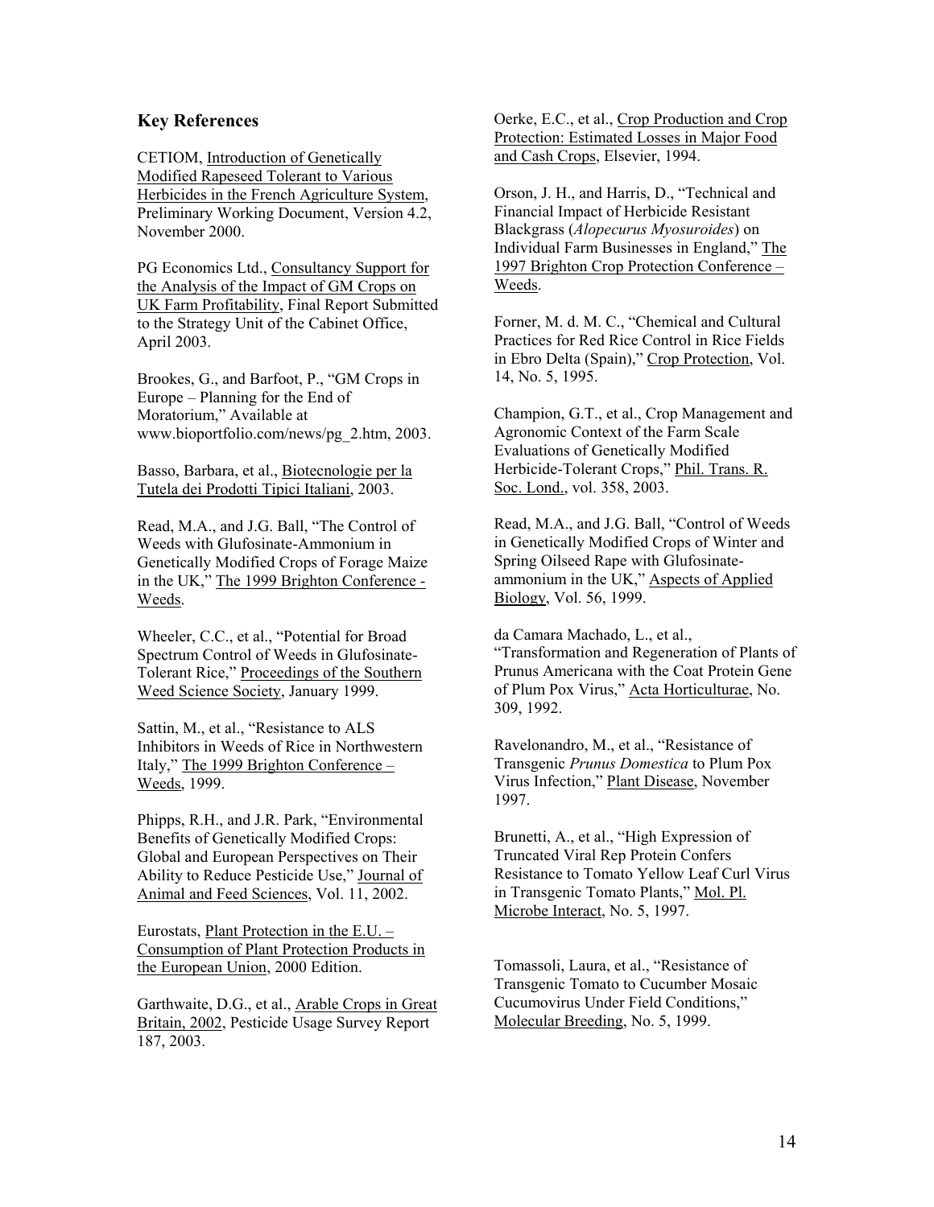## Key References

CETIOM, Introduction of Genetically Modified Rapeseed Tolerant to Various Herbicides in the French Agriculture System, Preliminary Working Document, Version 4.2, November 2000.

PG Economics Ltd., Consultancy Support for the Analysis of the Impact of GM Crops on UK Farm Profitability, Final Report Submitted to the Strategy Unit of the Cabinet Office, April 2003.

Brookes, G., and Barfoot, P., "GM Crops in Europe – Planning for the End of Moratorium," Available at www.bioportfolio.com/news/pg_2.htm, 2003.

Basso, Barbara, et al., Biotecnologie per la Tutela dei Prodotti Tipici Italiani, 2003.

Read, M.A., and J.G. Ball, "The Control of Weeds with Glufosinate-Ammonium in Genetically Modified Crops of Forage Maize in the UK," The 1999 Brighton Conference - Weeds.

Wheeler, C.C., et al., "Potential for Broad Spectrum Control of Weeds in Glufosinate-Tolerant Rice," Proceedings of the Southern Weed Science Society, January 1999.

Sattin, M., et al., "Resistance to ALS Inhibitors in Weeds of Rice in Northwestern Italy," The 1999 Brighton Conference – Weeds, 1999.

Phipps, R.H., and J.R. Park, "Environmental Benefits of Genetically Modified Crops: Global and European Perspectives on Their Ability to Reduce Pesticide Use," Journal of Animal and Feed Sciences, Vol. 11, 2002.

Eurostats, Plant Protection in the E.U. – Consumption of Plant Protection Products in the European Union, 2000 Edition.

Garthwaite, D.G., et al., Arable Crops in Great Britain, 2002, Pesticide Usage Survey Report 187, 2003.

Oerke, E.C., et al., Crop Production and Crop Protection: Estimated Losses in Major Food and Cash Crops, Elsevier, 1994.

Orson, J. H., and Harris, D., "Technical and Financial Impact of Herbicide Resistant Blackgrass (*Alopecurus Myosuroides*) on Individual Farm Businesses in England," The 1997 Brighton Crop Protection Conference – Weeds.

Forner, M. d. M. C., "Chemical and Cultural Practices for Red Rice Control in Rice Fields in Ebro Delta (Spain)," Crop Protection, Vol. 14, No. 5, 1995.

Champion, G.T., et al., Crop Management and Agronomic Context of the Farm Scale Evaluations of Genetically Modified Herbicide-Tolerant Crops," Phil. Trans. R. Soc. Lond., vol. 358, 2003.

Read, M.A., and J.G. Ball, "Control of Weeds in Genetically Modified Crops of Winter and Spring Oilseed Rape with Glufosinate-ammonium in the UK," Aspects of Applied Biology, Vol. 56, 1999.

da Camara Machado, L., et al., "Transformation and Regeneration of Plants of Prunus Americana with the Coat Protein Gene of Plum Pox Virus," Acta Horticulturae, No. 309, 1992.

Ravelonandro, M., et al., "Resistance of Transgenic *Prunus Domestica* to Plum Pox Virus Infection," Plant Disease, November 1997.

Brunetti, A., et al., "High Expression of Truncated Viral Rep Protein Confers Resistance to Tomato Yellow Leaf Curl Virus in Transgenic Tomato Plants," Mol. Pl. Microbe Interact, No. 5, 1997.

Tomassoli, Laura, et al., "Resistance of Transgenic Tomato to Cucumber Mosaic Cucumovirus Under Field Conditions," Molecular Breeding, No. 5, 1999.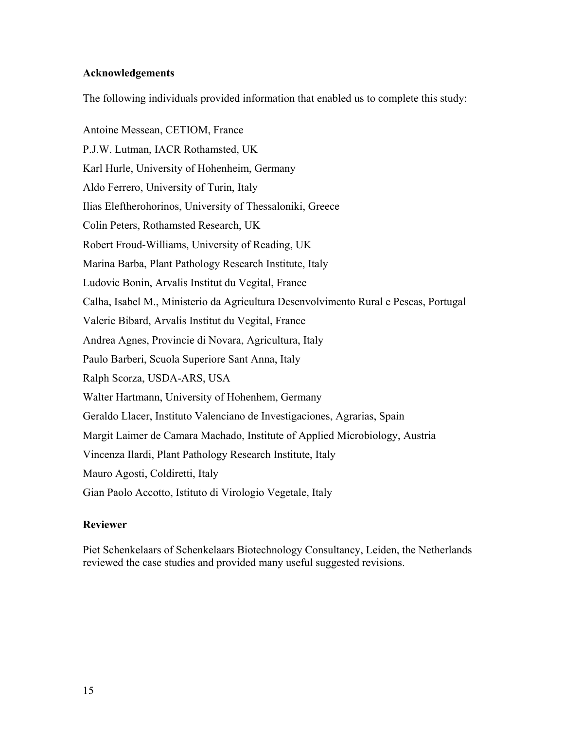## Acknowledgements

The following individuals provided information that enabled us to complete this study:

Antoine Messean, CETIOM, France

P.J.W. Lutman, IACR Rothamsted, UK

Karl Hurle, University of Hohenheim, Germany

Aldo Ferrero, University of Turin, Italy

Ilias Eleftherohorinos, University of Thessaloniki, Greece

Colin Peters, Rothamsted Research, UK

Robert Froud-Williams, University of Reading, UK

Marina Barba, Plant Pathology Research Institute, Italy

Ludovic Bonin, Arvalis Institut du Vegital, France

Calha, Isabel M., Ministerio da Agricultura Desenvolvimento Rural e Pescas, Portugal

Valerie Bibard, Arvalis Institut du Vegital, France

Andrea Agnes, Provincie di Novara, Agricultura, Italy

Paulo Barberi, Scuola Superiore Sant Anna, Italy

Ralph Scorza, USDA-ARS, USA

Walter Hartmann, University of Hohenhem, Germany

Geraldo Llacer, Instituto Valenciano de Investigaciones, Agrarias, Spain

Margit Laimer de Camara Machado, Institute of Applied Microbiology, Austria

Vincenza Ilardi, Plant Pathology Research Institute, Italy

Mauro Agosti, Coldiretti, Italy

Gian Paolo Accotto, Istituto di Virologio Vegetale, Italy

## Reviewer

Piet Schenkelaars of Schenkelaars Biotechnology Consultancy, Leiden, the Netherlands reviewed the case studies and provided many useful suggested revisions.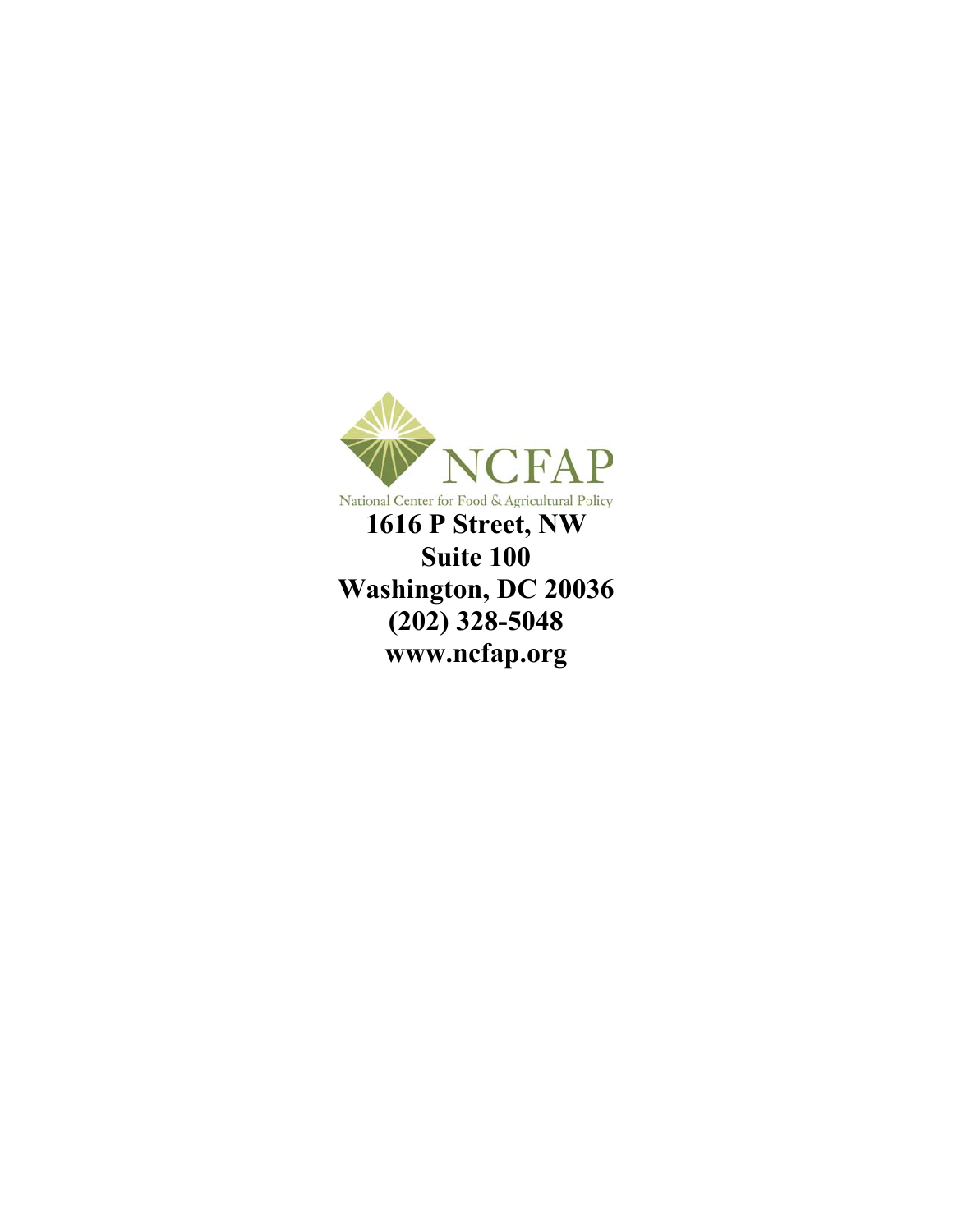NCFAP

National Center for Food & Agricultural Policy

**1616 P Street, NW**
**Suite 100**
**Washington, DC 20036**
**(202) 328-5048**
**www.ncfap.org**